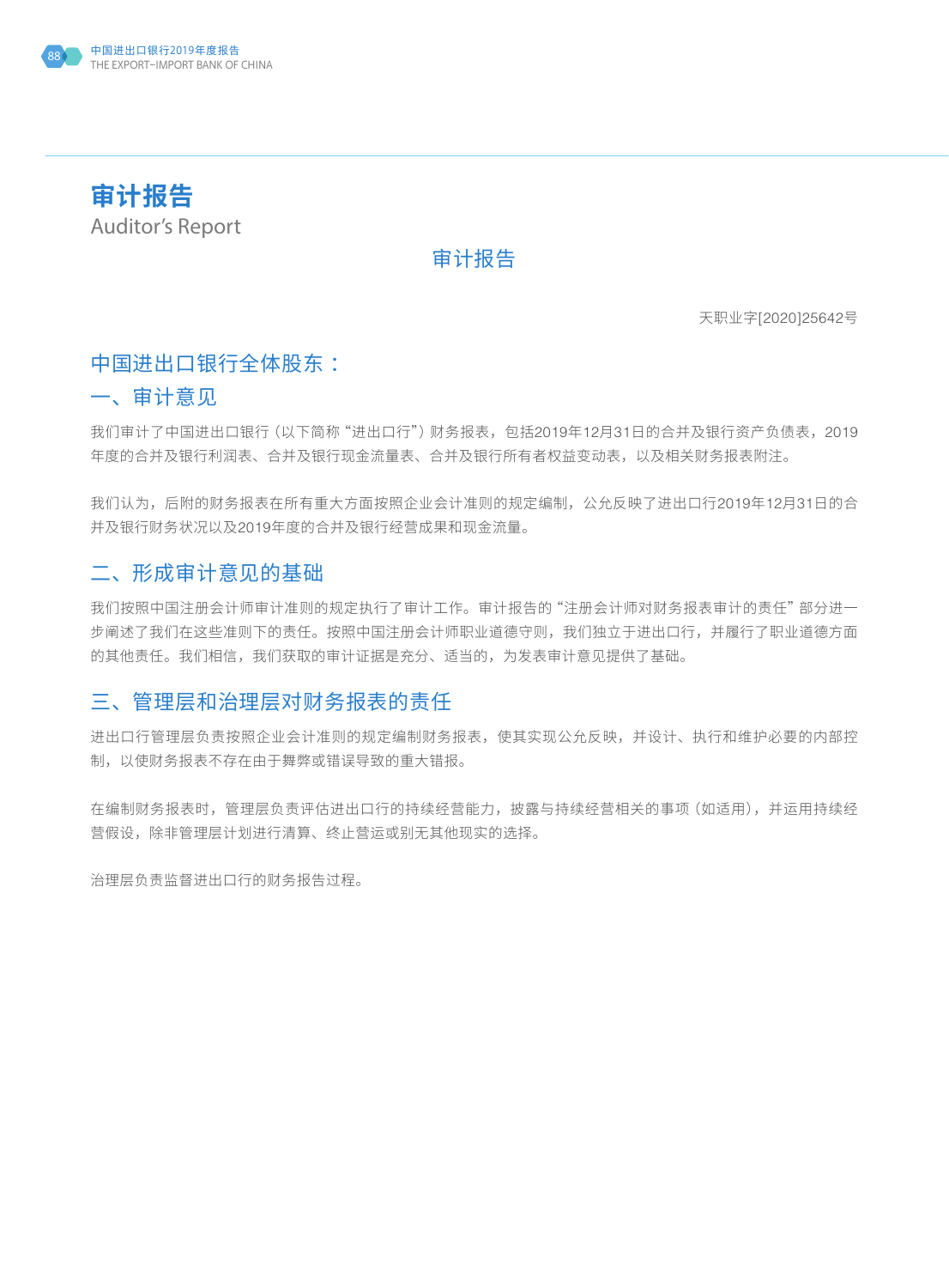# 审计报告

Auditor's Report

## 审计报告

天职业字[2020]25642号

### 中国进出口银行全体股东：

### 一、审计意见

我们审计了中国进出口银行（以下简称“进出口行”）财务报表，包括2019年12月31日的合并及银行资产负债表，2019年度的合并及银行利润表、合并及银行现金流量表、合并及银行所有者权益变动表，以及相关财务报表附注。

我们认为，后附的财务报表在所有重大方面按照企业会计准则的规定编制，公允反映了进出口行2019年12月31日的合并及银行财务状况以及2019年度的合并及银行经营成果和现金流量。

### 二、形成审计意见的基础

我们按照中国注册会计师审计准则的规定执行了审计工作。审计报告的“注册会计师对财务报表审计的责任”部分进一步阐述了我们在这些准则下的责任。按照中国注册会计师职业道德守则，我们独立于进出口行，并履行了职业道德方面的其他责任。我们相信，我们获取的审计证据是充分、适当的，为发表审计意见提供了基础。

### 三、管理层和治理层对财务报表的责任

进出口行管理层负责按照企业会计准则的规定编制财务报表，使其实现公允反映，并设计、执行和维护必要的内部控制，以使财务报表不存在由于舞弊或错误导致的重大错报。

在编制财务报表时，管理层负责评估进出口行的持续经营能力，披露与持续经营相关的事项（如适用），并运用持续经营假设，除非管理层计划进行清算、终止营运或别无其他现实的选择。

治理层负责监督进出口行的财务报告过程。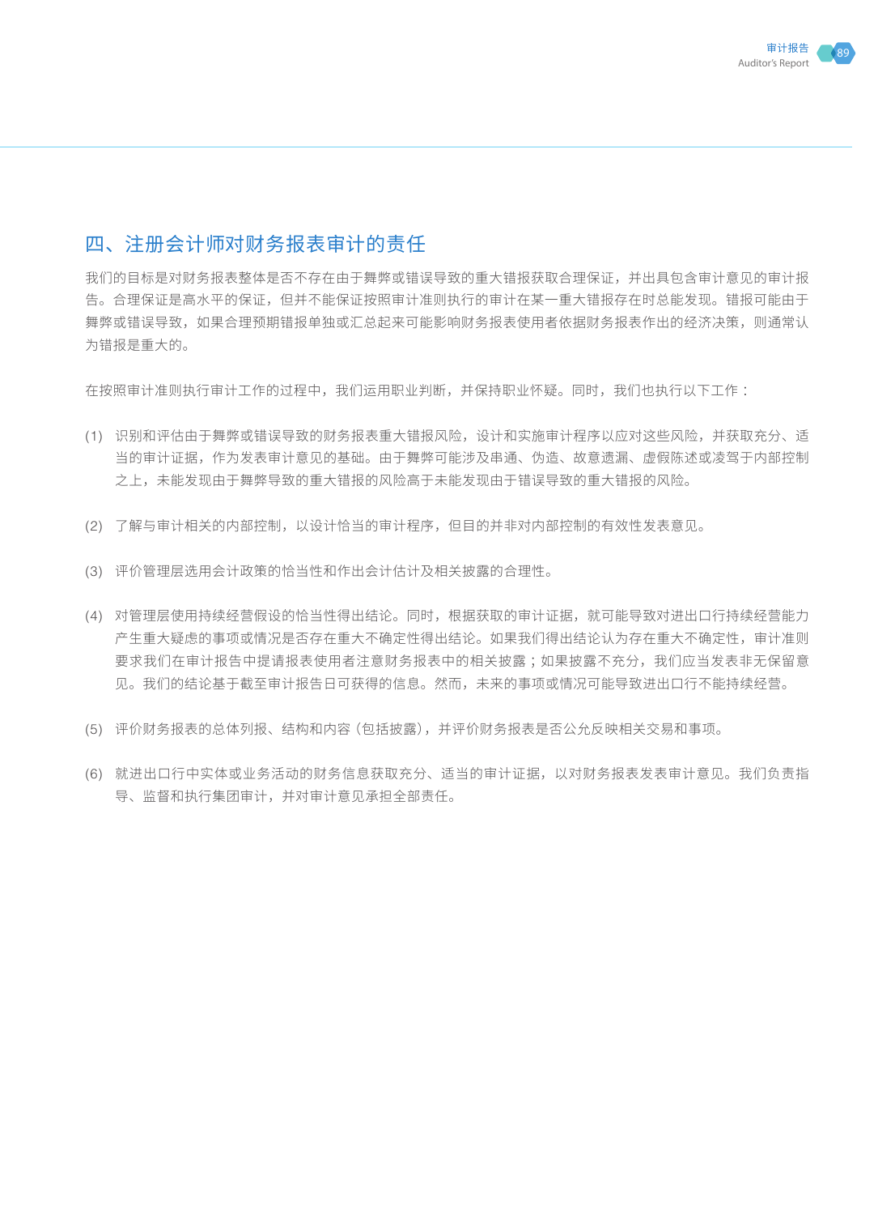## 四、注册会计师对财务报表审计的责任

我们的目标是对财务报表整体是否不存在由于舞弊或错误导致的重大错报获取合理保证，并出具包含审计意见的审计报告。合理保证是高水平的保证，但并不能保证按照审计准则执行的审计在某一重大错报存在时总能发现。错报可能由于舞弊或错误导致，如果合理预期错报单独或汇总起来可能影响财务报表使用者依据财务报表作出的经济决策，则通常认为错报是重大的。

在按照审计准则执行审计工作的过程中，我们运用职业判断，并保持职业怀疑。同时，我们也执行以下工作：

(1) 识别和评估由于舞弊或错误导致的财务报表重大错报风险，设计和实施审计程序以应对这些风险，并获取充分、适当的审计证据，作为发表审计意见的基础。由于舞弊可能涉及串通、伪造、故意遗漏、虚假陈述或凌驾于内部控制之上，未能发现由于舞弊导致的重大错报的风险高于未能发现由于错误导致的重大错报的风险。

(2) 了解与审计相关的内部控制，以设计恰当的审计程序，但目的并非对内部控制的有效性发表意见。

(3) 评价管理层选用会计政策的恰当性和作出会计估计及相关披露的合理性。

(4) 对管理层使用持续经营假设的恰当性得出结论。同时，根据获取的审计证据，就可能导致对进出口行持续经营能力产生重大疑虑的事项或情况是否存在重大不确定性得出结论。如果我们得出结论认为存在重大不确定性，审计准则要求我们在审计报告中提请报表使用者注意财务报表中的相关披露；如果披露不充分，我们应当发表非无保留意见。我们的结论基于截至审计报告日可获得的信息。然而，未来的事项或情况可能导致进出口行不能持续经营。

(5) 评价财务报表的总体列报、结构和内容（包括披露），并评价财务报表是否公允反映相关交易和事项。

(6) 就进出口行中实体或业务活动的财务信息获取充分、适当的审计证据，以对财务报表发表审计意见。我们负责指导、监督和执行集团审计，并对审计意见承担全部责任。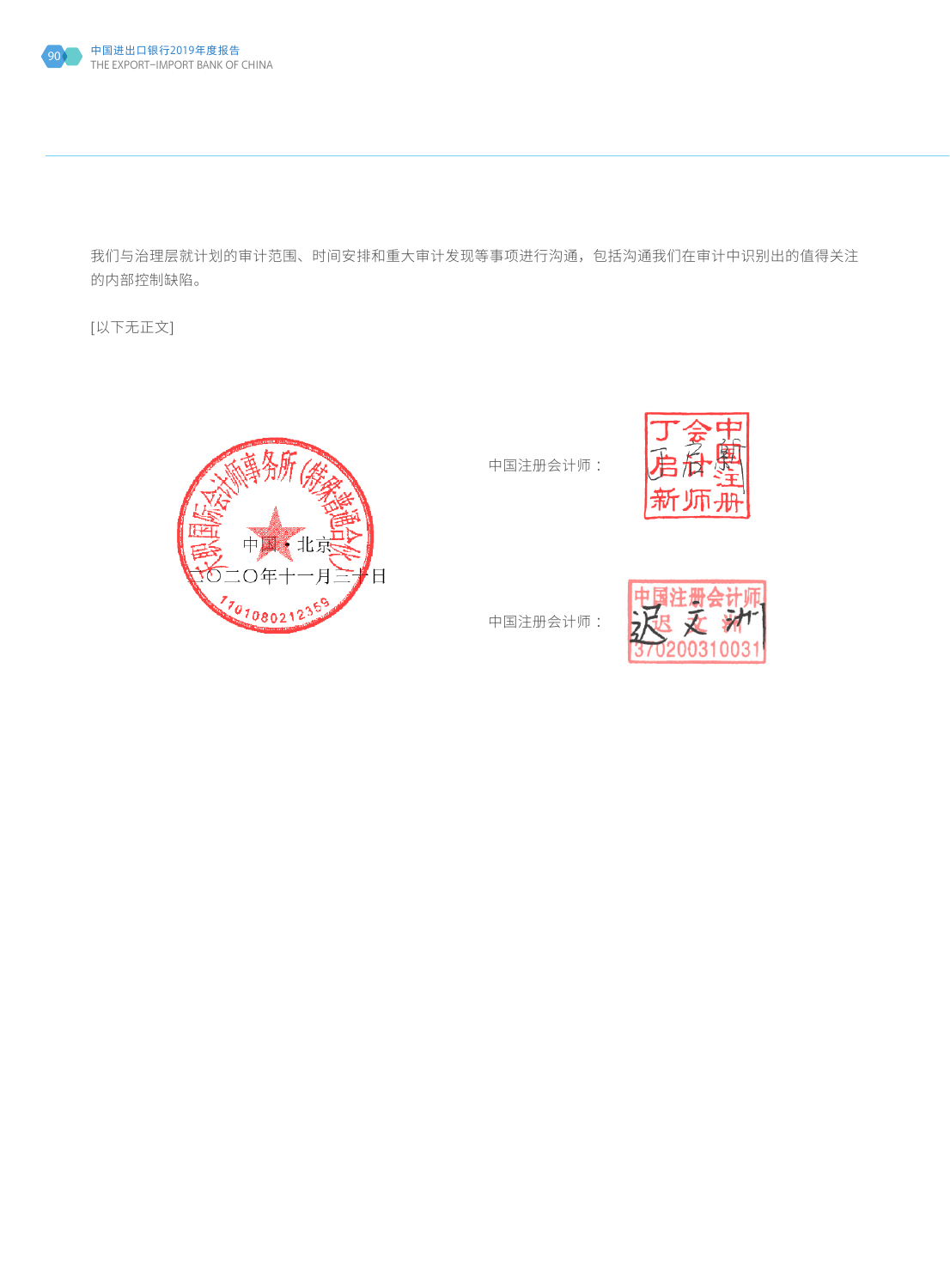我们与治理层就计划的审计范围、时间安排和重大审计发现等事项进行沟通，包括沟通我们在审计中识别出的值得关注的内部控制缺陷。

[以下无正文]

中国·北京

二〇二〇年十一月三十日

中国注册会计师：

中国注册会计师：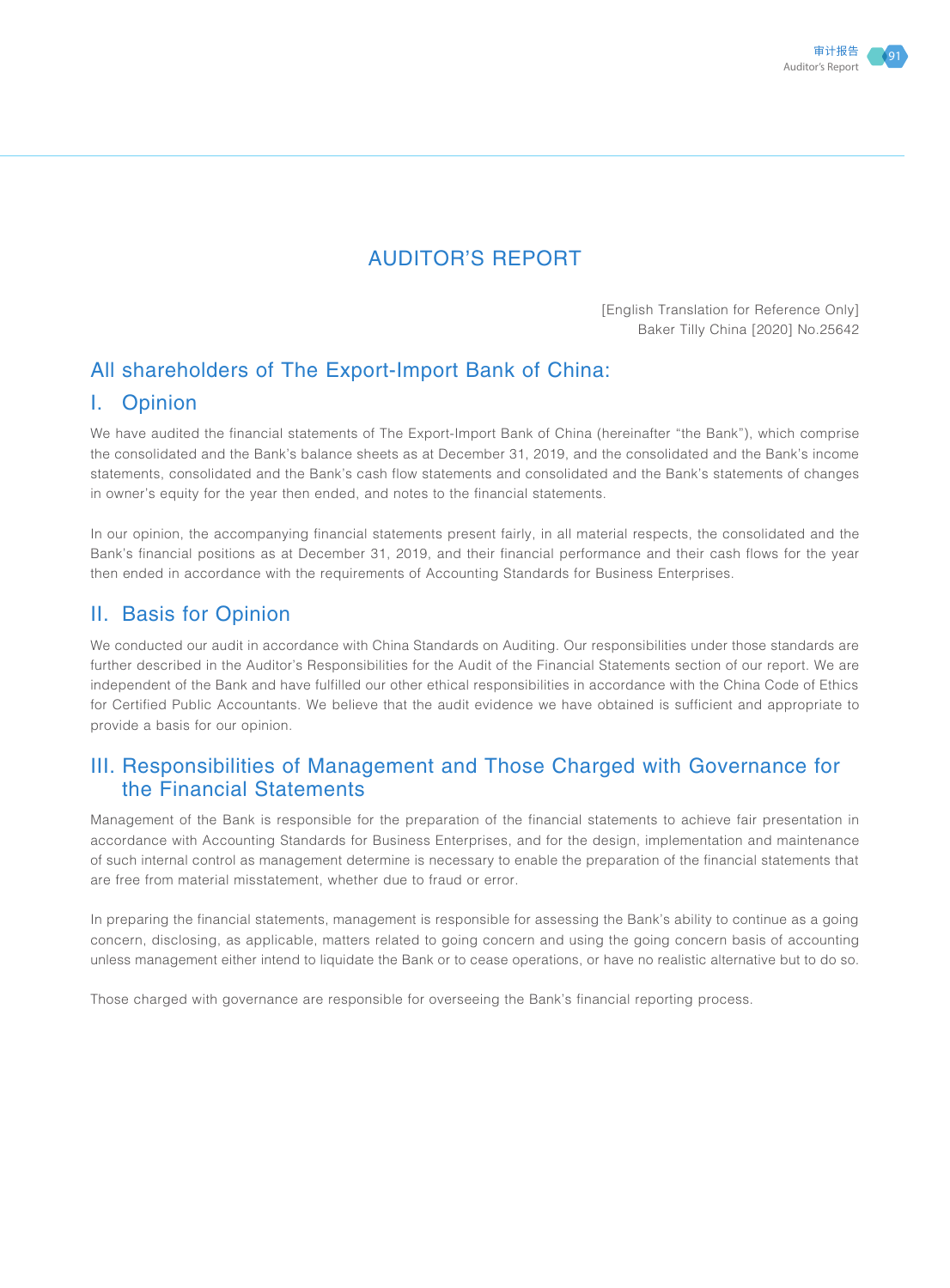# AUDITOR'S REPORT

[English Translation for Reference Only]
Baker Tilly China [2020] No.25642

## All shareholders of The Export-Import Bank of China:

## I. Opinion

We have audited the financial statements of The Export-Import Bank of China (hereinafter "the Bank"), which comprise the consolidated and the Bank's balance sheets as at December 31, 2019, and the consolidated and the Bank's income statements, consolidated and the Bank's cash flow statements and consolidated and the Bank's statements of changes in owner's equity for the year then ended, and notes to the financial statements.

In our opinion, the accompanying financial statements present fairly, in all material respects, the consolidated and the Bank's financial positions as at December 31, 2019, and their financial performance and their cash flows for the year then ended in accordance with the requirements of Accounting Standards for Business Enterprises.

## II. Basis for Opinion

We conducted our audit in accordance with China Standards on Auditing. Our responsibilities under those standards are further described in the Auditor's Responsibilities for the Audit of the Financial Statements section of our report. We are independent of the Bank and have fulfilled our other ethical responsibilities in accordance with the China Code of Ethics for Certified Public Accountants. We believe that the audit evidence we have obtained is sufficient and appropriate to provide a basis for our opinion.

## III. Responsibilities of Management and Those Charged with Governance for the Financial Statements

Management of the Bank is responsible for the preparation of the financial statements to achieve fair presentation in accordance with Accounting Standards for Business Enterprises, and for the design, implementation and maintenance of such internal control as management determine is necessary to enable the preparation of the financial statements that are free from material misstatement, whether due to fraud or error.

In preparing the financial statements, management is responsible for assessing the Bank's ability to continue as a going concern, disclosing, as applicable, matters related to going concern and using the going concern basis of accounting unless management either intend to liquidate the Bank or to cease operations, or have no realistic alternative but to do so.

Those charged with governance are responsible for overseeing the Bank's financial reporting process.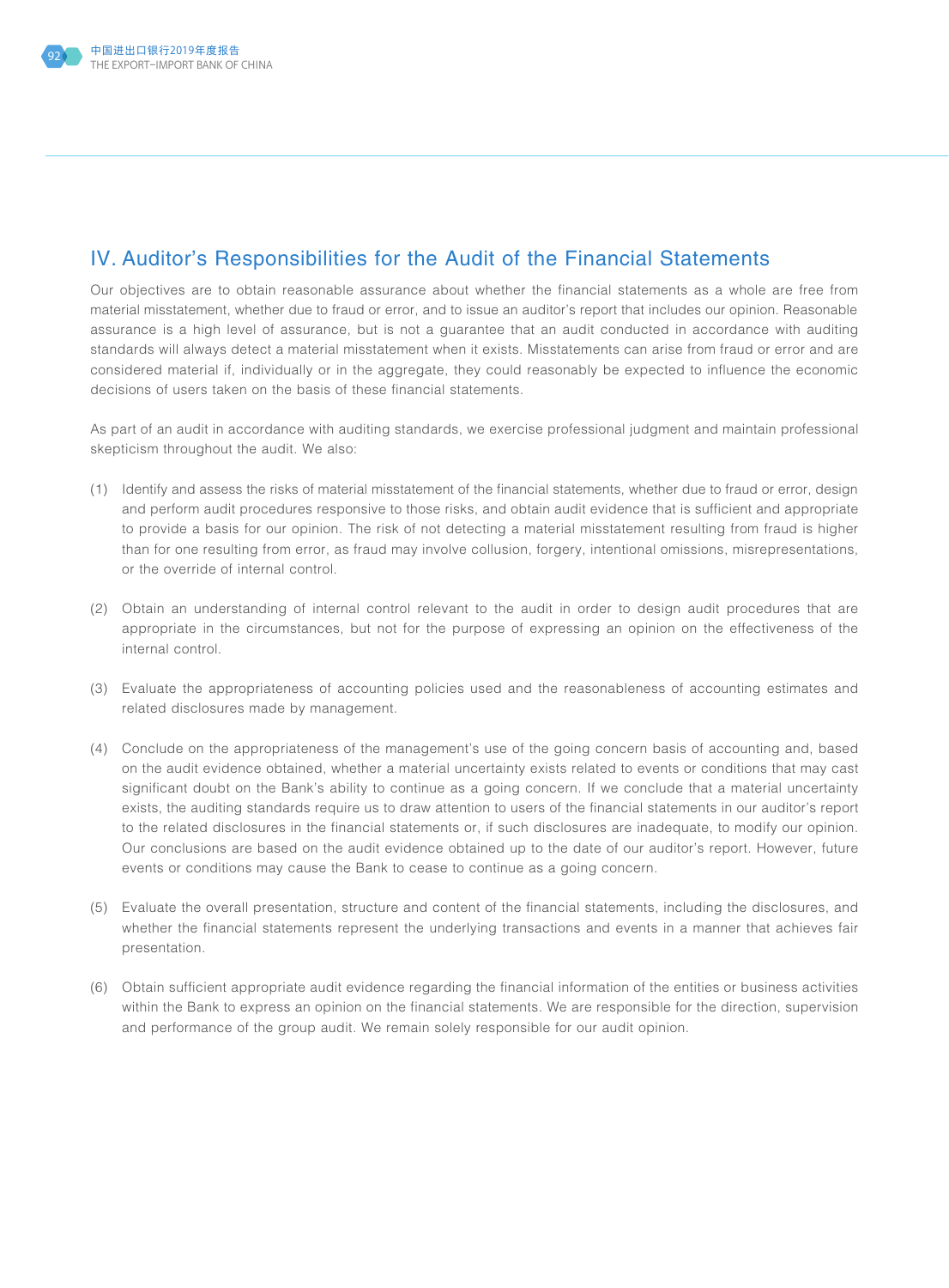## IV. Auditor's Responsibilities for the Audit of the Financial Statements

Our objectives are to obtain reasonable assurance about whether the financial statements as a whole are free from material misstatement, whether due to fraud or error, and to issue an auditor's report that includes our opinion. Reasonable assurance is a high level of assurance, but is not a guarantee that an audit conducted in accordance with auditing standards will always detect a material misstatement when it exists. Misstatements can arise from fraud or error and are considered material if, individually or in the aggregate, they could reasonably be expected to influence the economic decisions of users taken on the basis of these financial statements.

As part of an audit in accordance with auditing standards, we exercise professional judgment and maintain professional skepticism throughout the audit. We also:

(1) Identify and assess the risks of material misstatement of the financial statements, whether due to fraud or error, design and perform audit procedures responsive to those risks, and obtain audit evidence that is sufficient and appropriate to provide a basis for our opinion. The risk of not detecting a material misstatement resulting from fraud is higher than for one resulting from error, as fraud may involve collusion, forgery, intentional omissions, misrepresentations, or the override of internal control.

(2) Obtain an understanding of internal control relevant to the audit in order to design audit procedures that are appropriate in the circumstances, but not for the purpose of expressing an opinion on the effectiveness of the internal control.

(3) Evaluate the appropriateness of accounting policies used and the reasonableness of accounting estimates and related disclosures made by management.

(4) Conclude on the appropriateness of the management's use of the going concern basis of accounting and, based on the audit evidence obtained, whether a material uncertainty exists related to events or conditions that may cast significant doubt on the Bank's ability to continue as a going concern. If we conclude that a material uncertainty exists, the auditing standards require us to draw attention to users of the financial statements in our auditor's report to the related disclosures in the financial statements or, if such disclosures are inadequate, to modify our opinion. Our conclusions are based on the audit evidence obtained up to the date of our auditor's report. However, future events or conditions may cause the Bank to cease to continue as a going concern.

(5) Evaluate the overall presentation, structure and content of the financial statements, including the disclosures, and whether the financial statements represent the underlying transactions and events in a manner that achieves fair presentation.

(6) Obtain sufficient appropriate audit evidence regarding the financial information of the entities or business activities within the Bank to express an opinion on the financial statements. We are responsible for the direction, supervision and performance of the group audit. We remain solely responsible for our audit opinion.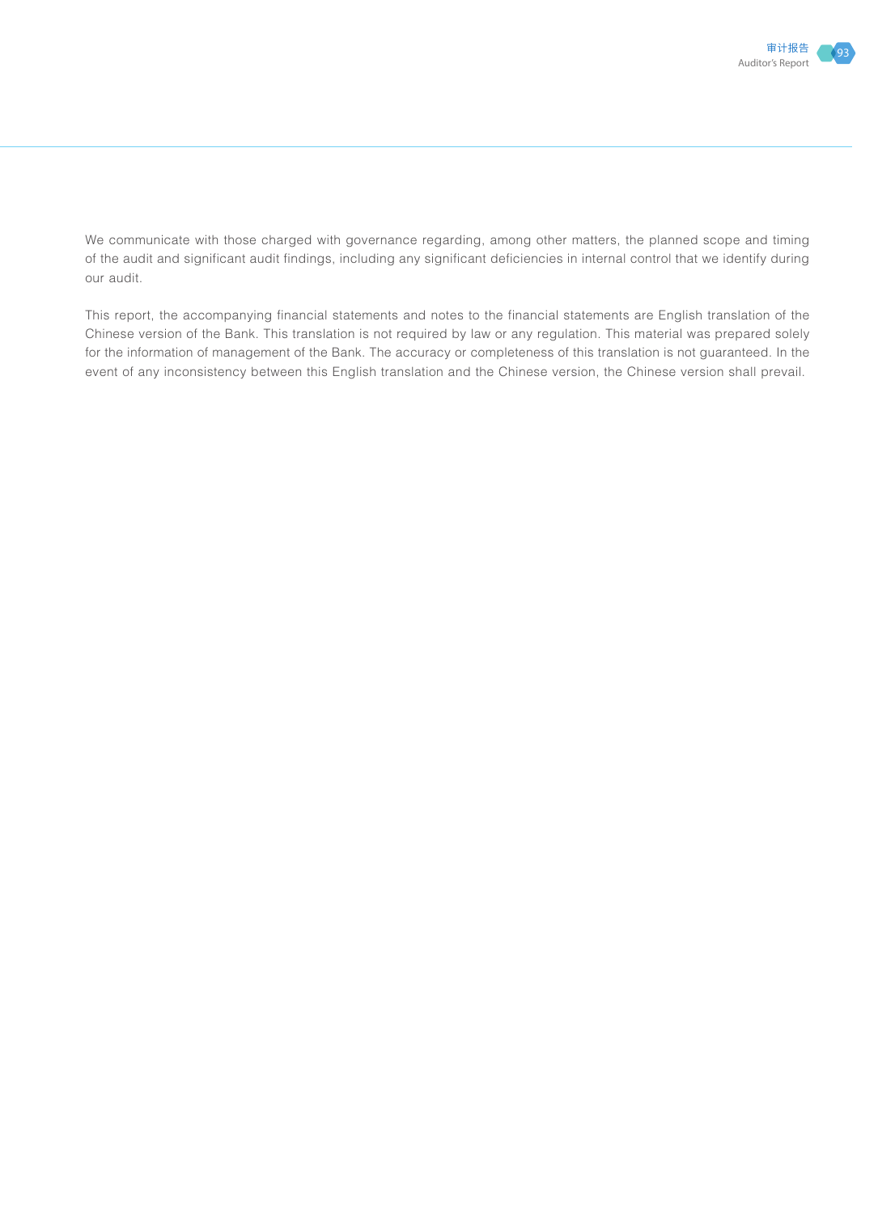We communicate with those charged with governance regarding, among other matters, the planned scope and timing of the audit and significant audit findings, including any significant deficiencies in internal control that we identify during our audit.

This report, the accompanying financial statements and notes to the financial statements are English translation of the Chinese version of the Bank. This translation is not required by law or any regulation. This material was prepared solely for the information of management of the Bank. The accuracy or completeness of this translation is not guaranteed. In the event of any inconsistency between this English translation and the Chinese version, the Chinese version shall prevail.